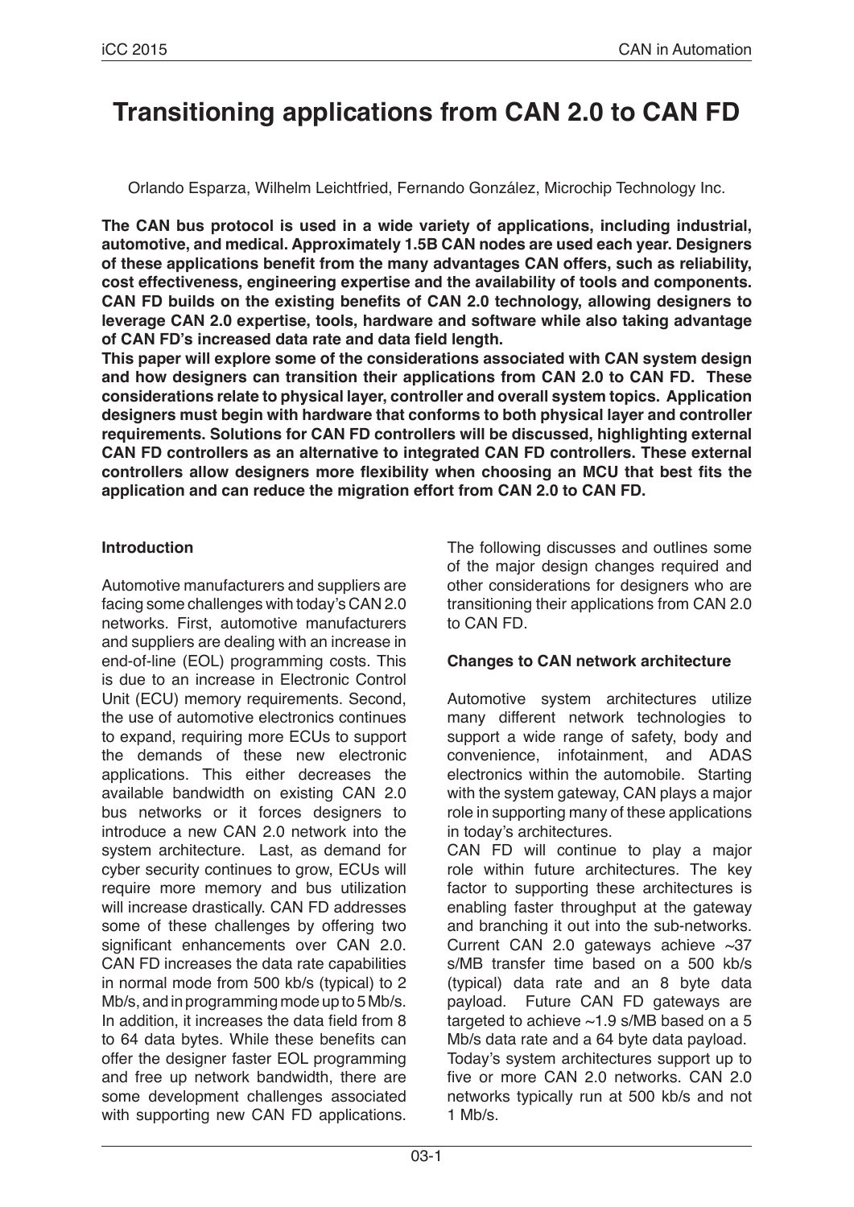# Transitioning applications from CAN 2.0 to CAN FD

Orlando Esparza, Wilhelm Leichtfried, Fernando González, Microchip Technology Inc.

**The CAN bus protocol is used in a wide variety of applications, including industrial, automotive, and medical. Approximately 1.5B CAN nodes are used each year. Designers of these applications benefit from the many advantages CAN offers, such as reliability, cost effectiveness, engineering expertise and the availability of tools and components. CAN FD builds on the existing benefits of CAN 2.0 technology, allowing designers to leverage CAN 2.0 expertise, tools, hardware and software while also taking advantage of CAN FD's increased data rate and data field length.**
**This paper will explore some of the considerations associated with CAN system design and how designers can transition their applications from CAN 2.0 to CAN FD. These considerations relate to physical layer, controller and overall system topics. Application designers must begin with hardware that conforms to both physical layer and controller requirements. Solutions for CAN FD controllers will be discussed, highlighting external CAN FD controllers as an alternative to integrated CAN FD controllers. These external controllers allow designers more flexibility when choosing an MCU that best fits the application and can reduce the migration effort from CAN 2.0 to CAN FD.**

### Introduction

Automotive manufacturers and suppliers are facing some challenges with today's CAN 2.0 networks. First, automotive manufacturers and suppliers are dealing with an increase in end-of-line (EOL) programming costs. This is due to an increase in Electronic Control Unit (ECU) memory requirements. Second, the use of automotive electronics continues to expand, requiring more ECUs to support the demands of these new electronic applications. This either decreases the available bandwidth on existing CAN 2.0 bus networks or it forces designers to introduce a new CAN 2.0 network into the system architecture. Last, as demand for cyber security continues to grow, ECUs will require more memory and bus utilization will increase drastically. CAN FD addresses some of these challenges by offering two significant enhancements over CAN 2.0. CAN FD increases the data rate capabilities in normal mode from 500 kb/s (typical) to 2 Mb/s, and in programming mode up to 5 Mb/s. In addition, it increases the data field from 8 to 64 data bytes. While these benefits can offer the designer faster EOL programming and free up network bandwidth, there are some development challenges associated with supporting new CAN FD applications.

The following discusses and outlines some of the major design changes required and other considerations for designers who are transitioning their applications from CAN 2.0 to CAN FD.

### Changes to CAN network architecture

Automotive system architectures utilize many different network technologies to support a wide range of safety, body and convenience, infotainment, and ADAS electronics within the automobile. Starting with the system gateway, CAN plays a major role in supporting many of these applications in today's architectures.

CAN FD will continue to play a major role within future architectures. The key factor to supporting these architectures is enabling faster throughput at the gateway and branching it out into the sub-networks. Current CAN 2.0 gateways achieve ~37 s/MB transfer time based on a 500 kb/s (typical) data rate and an 8 byte data payload. Future CAN FD gateways are targeted to achieve ~1.9 s/MB based on a 5 Mb/s data rate and a 64 byte data payload.

Today's system architectures support up to five or more CAN 2.0 networks. CAN 2.0 networks typically run at 500 kb/s and not 1 Mb/s.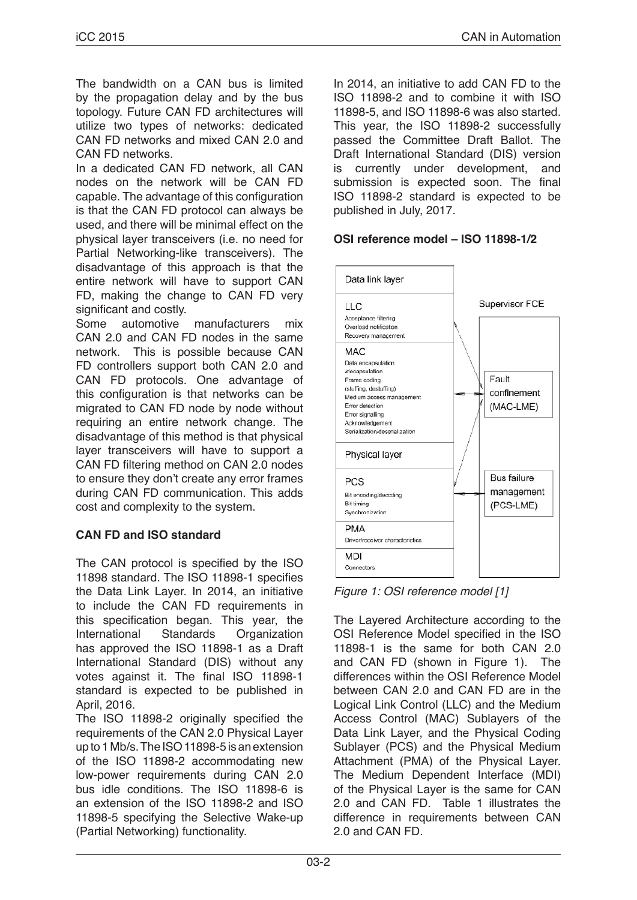The bandwidth on a CAN bus is limited by the propagation delay and by the bus topology. Future CAN FD architectures will utilize two types of networks: dedicated CAN FD networks and mixed CAN 2.0 and CAN FD networks.

In a dedicated CAN FD network, all CAN nodes on the network will be CAN FD capable. The advantage of this configuration is that the CAN FD protocol can always be used, and there will be minimal effect on the physical layer transceivers (i.e. no need for Partial Networking-like transceivers). The disadvantage of this approach is that the entire network will have to support CAN FD, making the change to CAN FD very significant and costly.

Some automotive manufacturers mix CAN 2.0 and CAN FD nodes in the same network. This is possible because CAN FD controllers support both CAN 2.0 and CAN FD protocols. One advantage of this configuration is that networks can be migrated to CAN FD node by node without requiring an entire network change. The disadvantage of this method is that physical layer transceivers will have to support a CAN FD filtering method on CAN 2.0 nodes to ensure they don't create any error frames during CAN FD communication. This adds cost and complexity to the system.

**CAN FD and ISO standard**

The CAN protocol is specified by the ISO 11898 standard. The ISO 11898-1 specifies the Data Link Layer. In 2014, an initiative to include the CAN FD requirements in this specification began. This year, the International Standards Organization has approved the ISO 11898-1 as a Draft International Standard (DIS) without any votes against it. The final ISO 11898-1 standard is expected to be published in April, 2016.

The ISO 11898-2 originally specified the requirements of the CAN 2.0 Physical Layer up to 1 Mb/s. The ISO 11898-5 is an extension of the ISO 11898-2 accommodating new low-power requirements during CAN 2.0 bus idle conditions. The ISO 11898-6 is an extension of the ISO 11898-2 and ISO 11898-5 specifying the Selective Wake-up (Partial Networking) functionality.

In 2014, an initiative to add CAN FD to the ISO 11898-2 and to combine it with ISO 11898-5, and ISO 11898-6 was also started. This year, the ISO 11898-2 successfully passed the Committee Draft Ballot. The Draft International Standard (DIS) version is currently under development, and submission is expected soon. The final ISO 11898-2 standard is expected to be published in July, 2017.

**OSI reference model – ISO 11898-1/2**

| Data link layer | Supervisor FCE |
|---|---|
| LLC: Acceptance filtering, Overload notification, Recovery management | |
| MAC: Data encapsulation /decapsulation, Frame coding (stuffing, destuffing), Medium access management, Error detection, Error signalling, Acknowledgement, Serialization/deserialization | Fault confinement (MAC-LME) |
| Physical layer | |
| PCS: Bit encoding/decoding, Bit timing, Synchronization | Bus failure management (PCS-LME) |
| PMA: Driver/receiver characteristics | |
| MDI: Connectors | |

*Figure 1: OSI reference model [1]*

The Layered Architecture according to the OSI Reference Model specified in the ISO 11898-1 is the same for both CAN 2.0 and CAN FD (shown in Figure 1). The differences within the OSI Reference Model between CAN 2.0 and CAN FD are in the Logical Link Control (LLC) and the Medium Access Control (MAC) Sublayers of the Data Link Layer, and the Physical Coding Sublayer (PCS) and the Physical Medium Attachment (PMA) of the Physical Layer. The Medium Dependent Interface (MDI) of the Physical Layer is the same for CAN 2.0 and CAN FD. Table 1 illustrates the difference in requirements between CAN 2.0 and CAN FD.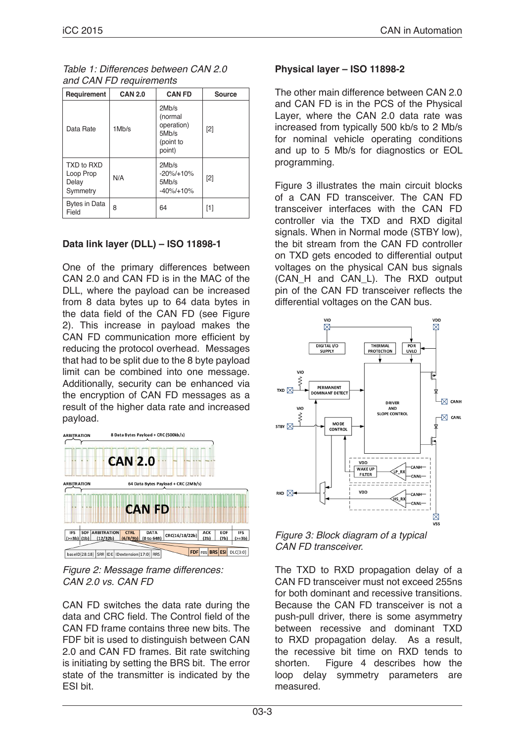*Table 1: Differences between CAN 2.0 and CAN FD requirements*

| Requirement | CAN 2.0 | CAN FD | Source |
|---|---|---|---|
| Data Rate | 1Mb/s | 2Mb/s (normal operation) 5Mb/s (point to point) | [2] |
| TXD to RXD Loop Prop Delay Symmetry | N/A | 2Mb/s -20%/+10% 5Mb/s -40%/+10% | [2] |
| Bytes in Data Field | 8 | 64 | [1] |

### Data link layer (DLL) – ISO 11898-1

One of the primary differences between CAN 2.0 and CAN FD is in the MAC of the DLL, where the payload can be increased from 8 data bytes up to 64 data bytes in the data field of the CAN FD (see Figure 2). This increase in payload makes the CAN FD communication more efficient by reducing the protocol overhead. Messages that had to be split due to the 8 byte payload limit can be combined into one message. Additionally, security can be enhanced via the encryption of CAN FD messages as a result of the higher data rate and increased payload.

*Figure 2: Message frame differences: CAN 2.0 vs. CAN FD*

CAN FD switches the data rate during the data and CRC field. The Control field of the CAN FD frame contains three new bits. The FDF bit is used to distinguish between CAN 2.0 and CAN FD frames. Bit rate switching is initiating by setting the BRS bit. The error state of the transmitter is indicated by the ESI bit.

### Physical layer – ISO 11898-2

The other main difference between CAN 2.0 and CAN FD is in the PCS of the Physical Layer, where the CAN 2.0 data rate was increased from typically 500 kb/s to 2 Mb/s for nominal vehicle operating conditions and up to 5 Mb/s for diagnostics or EOL programming.

Figure 3 illustrates the main circuit blocks of a CAN FD transceiver. The CAN FD transceiver interfaces with the CAN FD controller via the TXD and RXD digital signals. When in Normal mode (STBY low), the bit stream from the CAN FD controller on TXD gets encoded to differential output voltages on the physical CAN bus signals (CAN_H and CAN_L). The RXD output pin of the CAN FD transceiver reflects the differential voltages on the CAN bus.

*Figure 3: Block diagram of a typical CAN FD transceiver.*

The TXD to RXD propagation delay of a CAN FD transceiver must not exceed 255ns for both dominant and recessive transitions. Because the CAN FD transceiver is not a push-pull driver, there is some asymmetry between recessive and dominant TXD to RXD propagation delay. As a result, the recessive bit time on RXD tends to shorten. Figure 4 describes how the loop delay symmetry parameters are measured.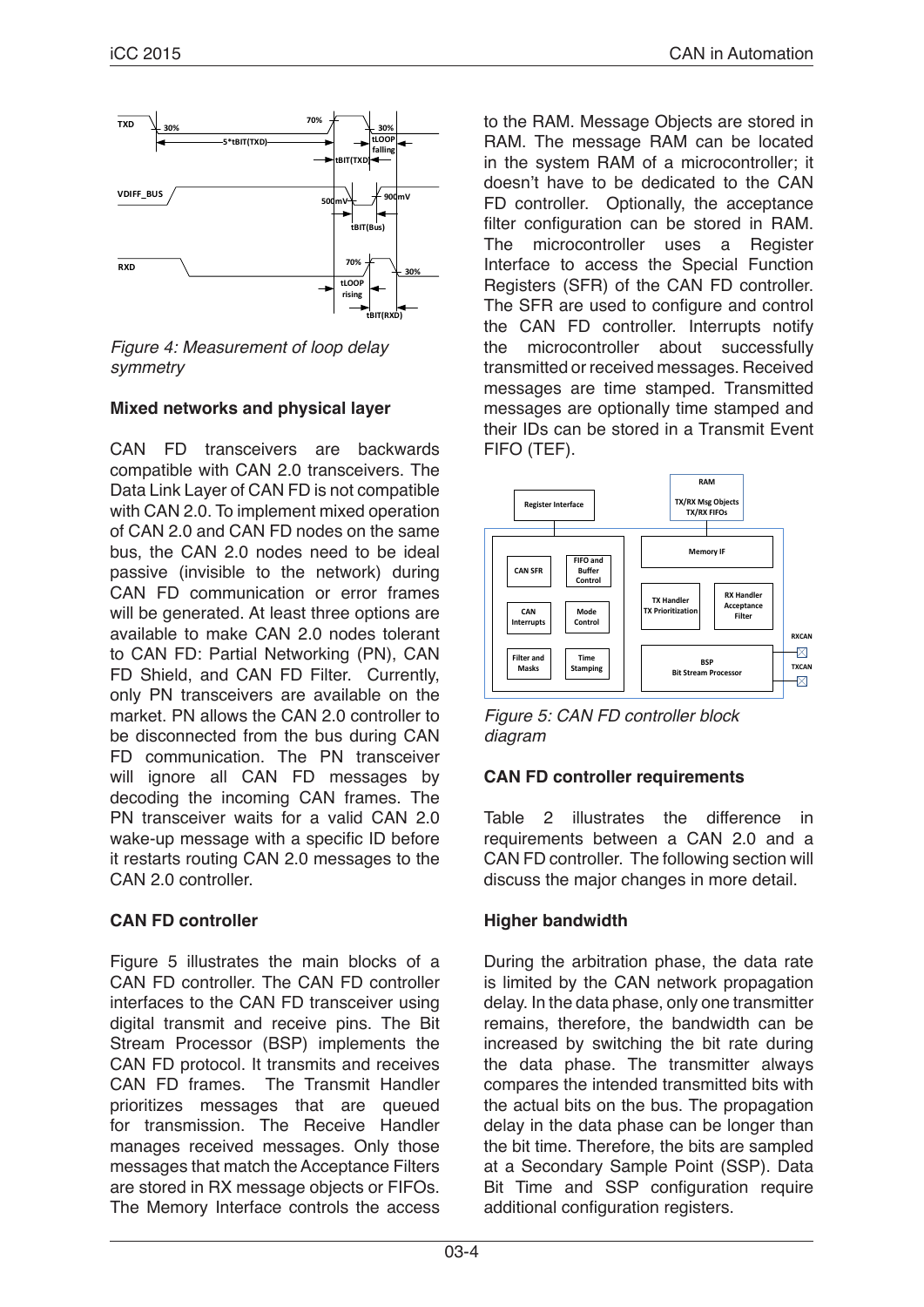*Figure 4: Measurement of loop delay symmetry*

### Mixed networks and physical layer

CAN FD transceivers are backwards compatible with CAN 2.0 transceivers. The Data Link Layer of CAN FD is not compatible with CAN 2.0. To implement mixed operation of CAN 2.0 and CAN FD nodes on the same bus, the CAN 2.0 nodes need to be ideal passive (invisible to the network) during CAN FD communication or error frames will be generated. At least three options are available to make CAN 2.0 nodes tolerant to CAN FD: Partial Networking (PN), CAN FD Shield, and CAN FD Filter. Currently, only PN transceivers are available on the market. PN allows the CAN 2.0 controller to be disconnected from the bus during CAN FD communication. The PN transceiver will ignore all CAN FD messages by decoding the incoming CAN frames. The PN transceiver waits for a valid CAN 2.0 wake-up message with a specific ID before it restarts routing CAN 2.0 messages to the CAN 2.0 controller.

### CAN FD controller

Figure 5 illustrates the main blocks of a CAN FD controller. The CAN FD controller interfaces to the CAN FD transceiver using digital transmit and receive pins. The Bit Stream Processor (BSP) implements the CAN FD protocol. It transmits and receives CAN FD frames. The Transmit Handler prioritizes messages that are queued for transmission. The Receive Handler manages received messages. Only those messages that match the Acceptance Filters are stored in RX message objects or FIFOs. The Memory Interface controls the access to the RAM. Message Objects are stored in RAM. The message RAM can be located in the system RAM of a microcontroller; it doesn't have to be dedicated to the CAN FD controller. Optionally, the acceptance filter configuration can be stored in RAM. The microcontroller uses a Register Interface to access the Special Function Registers (SFR) of the CAN FD controller. The SFR are used to configure and control the CAN FD controller. Interrupts notify the microcontroller about successfully transmitted or received messages. Received messages are time stamped. Transmitted messages are optionally time stamped and their IDs can be stored in a Transmit Event FIFO (TEF).

*Figure 5: CAN FD controller block diagram*

### CAN FD controller requirements

Table 2 illustrates the difference in requirements between a CAN 2.0 and a CAN FD controller. The following section will discuss the major changes in more detail.

### Higher bandwidth

During the arbitration phase, the data rate is limited by the CAN network propagation delay. In the data phase, only one transmitter remains, therefore, the bandwidth can be increased by switching the bit rate during the data phase. The transmitter always compares the intended transmitted bits with the actual bits on the bus. The propagation delay in the data phase can be longer than the bit time. Therefore, the bits are sampled at a Secondary Sample Point (SSP). Data Bit Time and SSP configuration require additional configuration registers.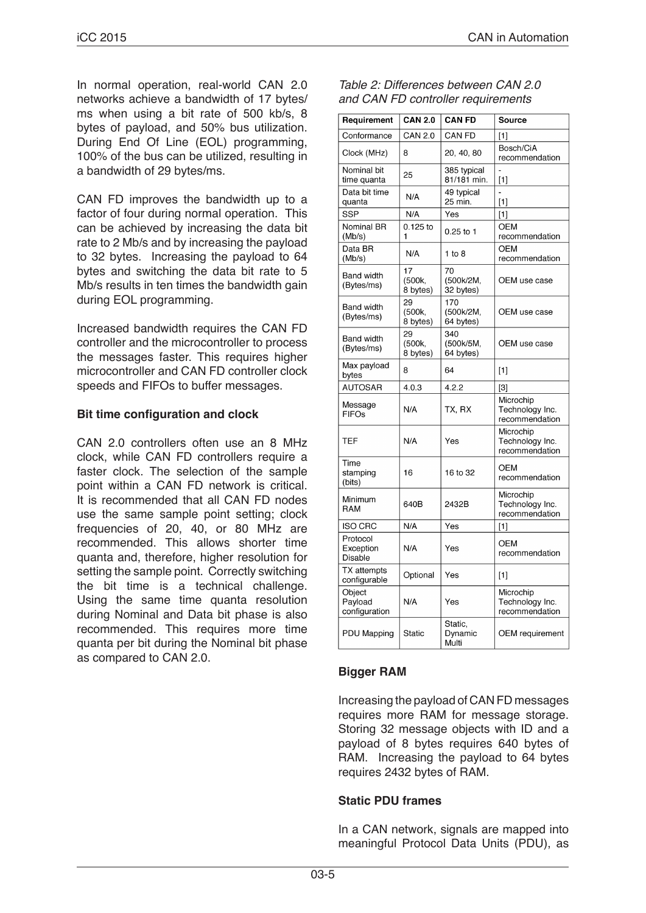In normal operation, real-world CAN 2.0 networks achieve a bandwidth of 17 bytes/ms when using a bit rate of 500 kb/s, 8 bytes of payload, and 50% bus utilization. During End Of Line (EOL) programming, 100% of the bus can be utilized, resulting in a bandwidth of 29 bytes/ms.

CAN FD improves the bandwidth up to a factor of four during normal operation. This can be achieved by increasing the data bit rate to 2 Mb/s and by increasing the payload to 32 bytes. Increasing the payload to 64 bytes and switching the data bit rate to 5 Mb/s results in ten times the bandwidth gain during EOL programming.

Increased bandwidth requires the CAN FD controller and the microcontroller to process the messages faster. This requires higher microcontroller and CAN FD controller clock speeds and FIFOs to buffer messages.

**Bit time configuration and clock**

CAN 2.0 controllers often use an 8 MHz clock, while CAN FD controllers require a faster clock. The selection of the sample point within a CAN FD network is critical. It is recommended that all CAN FD nodes use the same sample point setting; clock frequencies of 20, 40, or 80 MHz are recommended. This allows shorter time quanta and, therefore, higher resolution for setting the sample point. Correctly switching the bit time is a technical challenge. Using the same time quanta resolution during Nominal and Data bit phase is also recommended. This requires more time quanta per bit during the Nominal bit phase as compared to CAN 2.0.

*Table 2: Differences between CAN 2.0 and CAN FD controller requirements*

| Requirement | CAN 2.0 | CAN FD | Source |
|---|---|---|---|
| Conformance | CAN 2.0 | CAN FD | [1] |
| Clock (MHz) | 8 | 20, 40, 80 | Bosch/CiA recommendation |
| Nominal bit time quanta | 25 | 385 typical 81/181 min. | - [1] |
| Data bit time quanta | N/A | 49 typical 25 min. | - [1] |
| SSP | N/A | Yes | [1] |
| Nominal BR (Mb/s) | 0.125 to 1 | 0.25 to 1 | OEM recommendation |
| Data BR (Mb/s) | N/A | 1 to 8 | OEM recommendation |
| Band width (Bytes/ms) | 17 (500k, 8 bytes) | 70 (500k/2M, 32 bytes) | OEM use case |
| Band width (Bytes/ms) | 29 (500k, 8 bytes) | 170 (500k/2M, 64 bytes) | OEM use case |
| Band width (Bytes/ms) | 29 (500k, 8 bytes) | 340 (500k/5M, 64 bytes) | OEM use case |
| Max payload bytes | 8 | 64 | [1] |
| AUTOSAR | 4.0.3 | 4.2.2 | [3] |
| Message FIFOs | N/A | TX, RX | Microchip Technology Inc. recommendation |
| TEF | N/A | Yes | Microchip Technology Inc. recommendation |
| Time stamping (bits) | 16 | 16 to 32 | OEM recommendation |
| Minimum RAM | 640B | 2432B | Microchip Technology Inc. recommendation |
| ISO CRC | N/A | Yes | [1] |
| Protocol Exception Disable | N/A | Yes | OEM recommendation |
| TX attempts configurable | Optional | Yes | [1] |
| Object Payload configuration | N/A | Yes | Microchip Technology Inc. recommendation |
| PDU Mapping | Static | Static, Dynamic Multi | OEM requirement |

**Bigger RAM**

Increasing the payload of CAN FD messages requires more RAM for message storage. Storing 32 message objects with ID and a payload of 8 bytes requires 640 bytes of RAM. Increasing the payload to 64 bytes requires 2432 bytes of RAM.

**Static PDU frames**

In a CAN network, signals are mapped into meaningful Protocol Data Units (PDU), as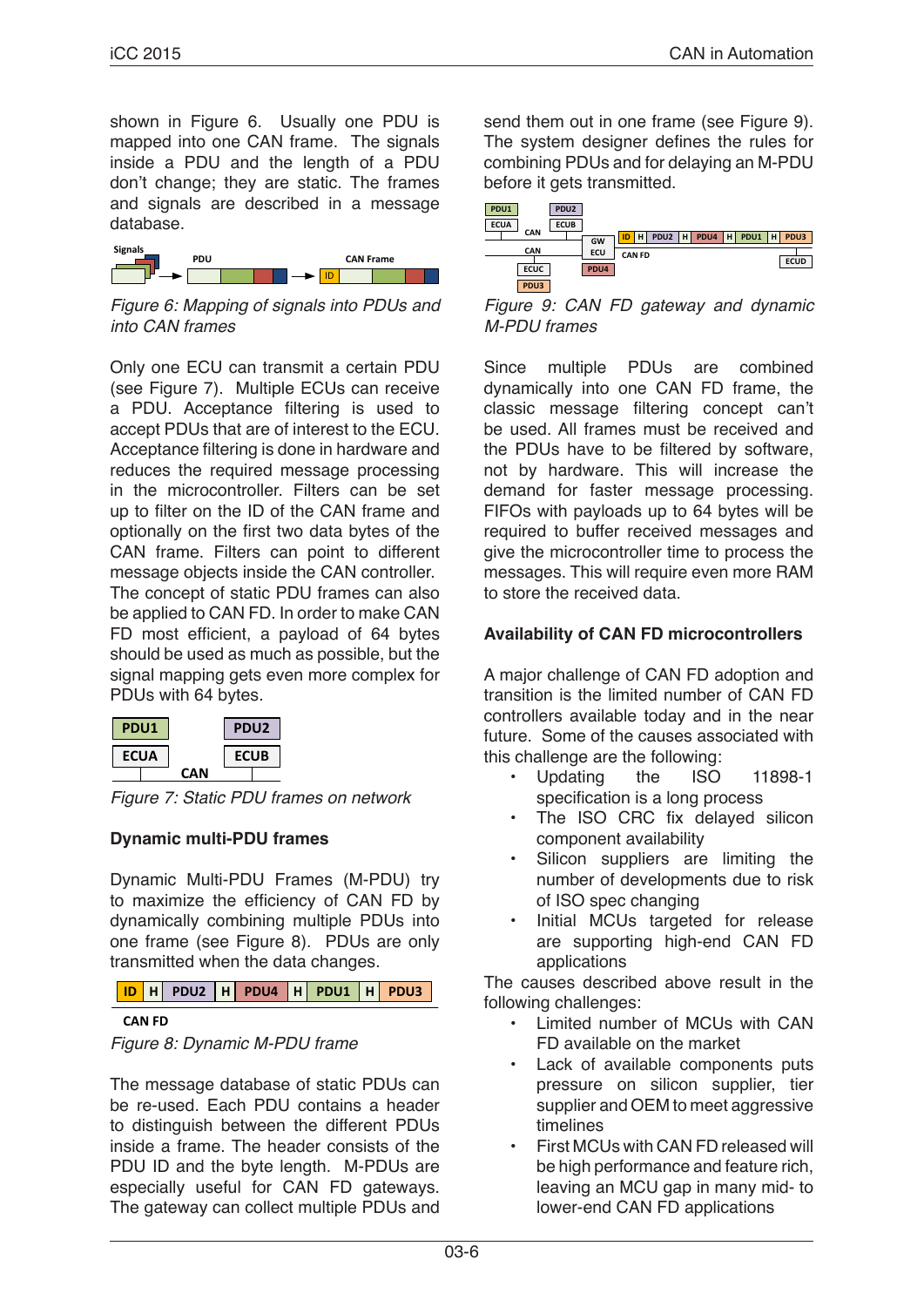shown in Figure 6. Usually one PDU is mapped into one CAN frame. The signals inside a PDU and the length of a PDU don't change; they are static. The frames and signals are described in a message database.

*Figure 6: Mapping of signals into PDUs and into CAN frames*

Only one ECU can transmit a certain PDU (see Figure 7). Multiple ECUs can receive a PDU. Acceptance filtering is used to accept PDUs that are of interest to the ECU. Acceptance filtering is done in hardware and reduces the required message processing in the microcontroller. Filters can be set up to filter on the ID of the CAN frame and optionally on the first two data bytes of the CAN frame. Filters can point to different message objects inside the CAN controller.
The concept of static PDU frames can also be applied to CAN FD. In order to make CAN FD most efficient, a payload of 64 bytes should be used as much as possible, but the signal mapping gets even more complex for PDUs with 64 bytes.

*Figure 7: Static PDU frames on network*

### Dynamic multi-PDU frames

Dynamic Multi-PDU Frames (M-PDU) try to maximize the efficiency of CAN FD by dynamically combining multiple PDUs into one frame (see Figure 8). PDUs are only transmitted when the data changes.

*Figure 8: Dynamic M-PDU frame*

The message database of static PDUs can be re-used. Each PDU contains a header to distinguish between the different PDUs inside a frame. The header consists of the PDU ID and the byte length. M-PDUs are especially useful for CAN FD gateways. The gateway can collect multiple PDUs and send them out in one frame (see Figure 9). The system designer defines the rules for combining PDUs and for delaying an M-PDU before it gets transmitted.

*Figure 9: CAN FD gateway and dynamic M-PDU frames*

Since multiple PDUs are combined dynamically into one CAN FD frame, the classic message filtering concept can't be used. All frames must be received and the PDUs have to be filtered by software, not by hardware. This will increase the demand for faster message processing. FIFOs with payloads up to 64 bytes will be required to buffer received messages and give the microcontroller time to process the messages. This will require even more RAM to store the received data.

### Availability of CAN FD microcontrollers

A major challenge of CAN FD adoption and transition is the limited number of CAN FD controllers available today and in the near future. Some of the causes associated with this challenge are the following:

- Updating the ISO 11898-1 specification is a long process
- The ISO CRC fix delayed silicon component availability
- Silicon suppliers are limiting the number of developments due to risk of ISO spec changing
- Initial MCUs targeted for release are supporting high-end CAN FD applications

The causes described above result in the following challenges:

- Limited number of MCUs with CAN FD available on the market
- Lack of available components puts pressure on silicon supplier, tier supplier and OEM to meet aggressive timelines
- First MCUs with CAN FD released will be high performance and feature rich, leaving an MCU gap in many mid- to lower-end CAN FD applications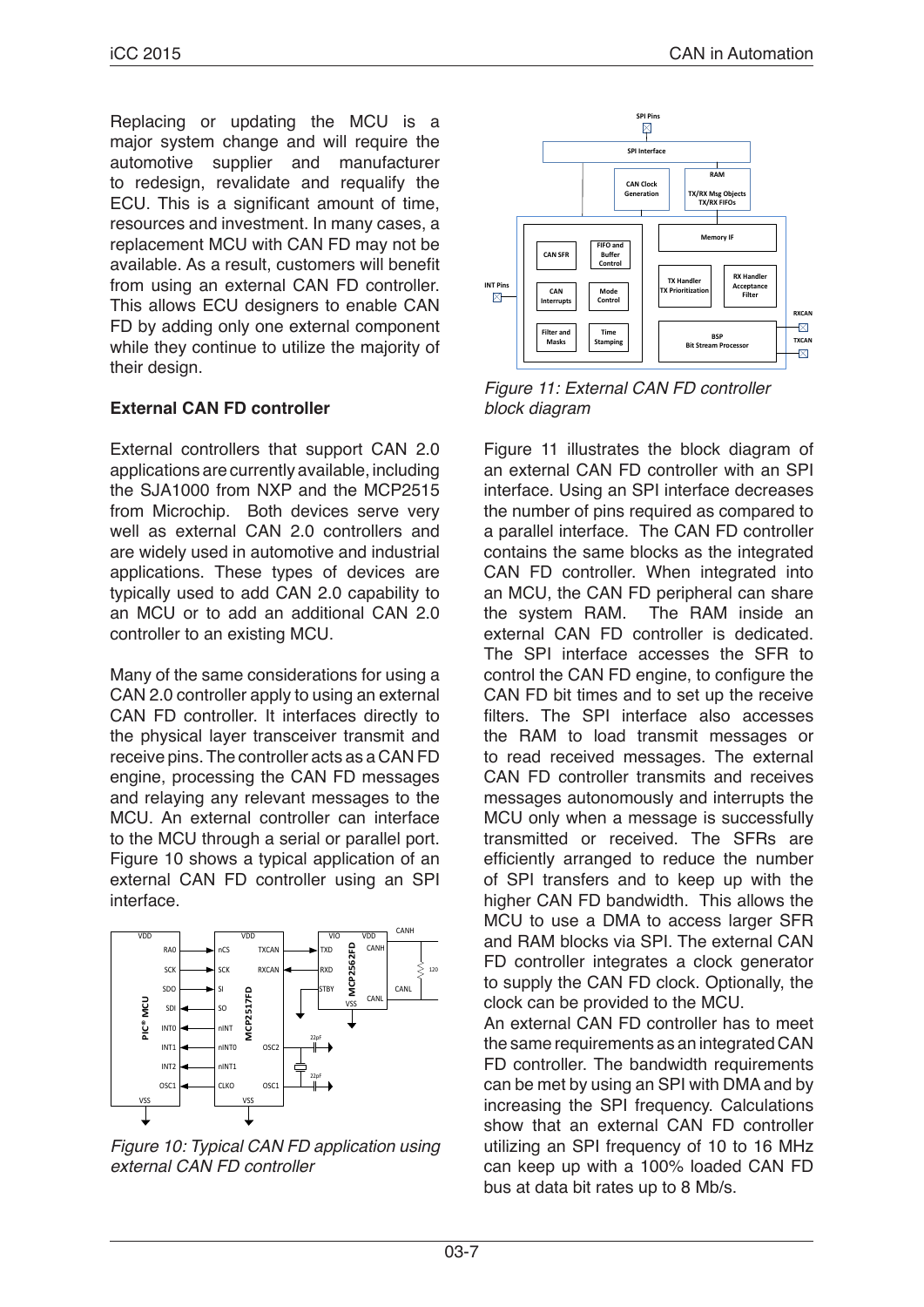Replacing or updating the MCU is a major system change and will require the automotive supplier and manufacturer to redesign, revalidate and requalify the ECU. This is a significant amount of time, resources and investment. In many cases, a replacement MCU with CAN FD may not be available. As a result, customers will benefit from using an external CAN FD controller. This allows ECU designers to enable CAN FD by adding only one external component while they continue to utilize the majority of their design.

**External CAN FD controller**

External controllers that support CAN 2.0 applications are currently available, including the SJA1000 from NXP and the MCP2515 from Microchip. Both devices serve very well as external CAN 2.0 controllers and are widely used in automotive and industrial applications. These types of devices are typically used to add CAN 2.0 capability to an MCU or to add an additional CAN 2.0 controller to an existing MCU.

Many of the same considerations for using a CAN 2.0 controller apply to using an external CAN FD controller. It interfaces directly to the physical layer transceiver transmit and receive pins. The controller acts as a CAN FD engine, processing the CAN FD messages and relaying any relevant messages to the MCU. An external controller can interface to the MCU through a serial or parallel port. Figure 10 shows a typical application of an external CAN FD controller using an SPI interface.

*Figure 10: Typical CAN FD application using external CAN FD controller*

*Figure 11: External CAN FD controller block diagram*

Figure 11 illustrates the block diagram of an external CAN FD controller with an SPI interface. Using an SPI interface decreases the number of pins required as compared to a parallel interface. The CAN FD controller contains the same blocks as the integrated CAN FD controller. When integrated into an MCU, the CAN FD peripheral can share the system RAM. The RAM inside an external CAN FD controller is dedicated. The SPI interface accesses the SFR to control the CAN FD engine, to configure the CAN FD bit times and to set up the receive filters. The SPI interface also accesses the RAM to load transmit messages or to read received messages. The external CAN FD controller transmits and receives messages autonomously and interrupts the MCU only when a message is successfully transmitted or received. The SFRs are efficiently arranged to reduce the number of SPI transfers and to keep up with the higher CAN FD bandwidth. This allows the MCU to use a DMA to access larger SFR and RAM blocks via SPI. The external CAN FD controller integrates a clock generator to supply the CAN FD clock. Optionally, the clock can be provided to the MCU.

An external CAN FD controller has to meet the same requirements as an integrated CAN FD controller. The bandwidth requirements can be met by using an SPI with DMA and by increasing the SPI frequency. Calculations show that an external CAN FD controller utilizing an SPI frequency of 10 to 16 MHz can keep up with a 100% loaded CAN FD bus at data bit rates up to 8 Mb/s.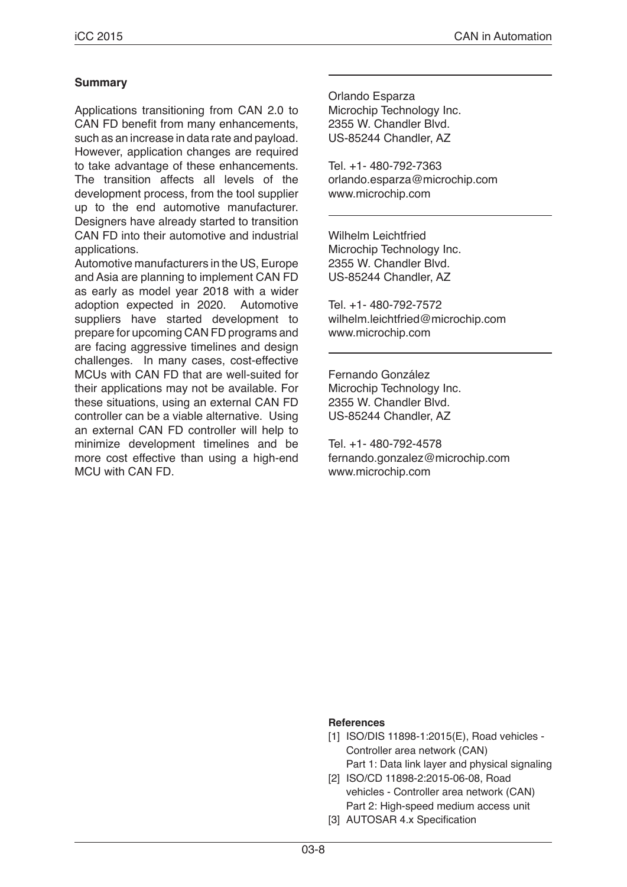## Summary

Applications transitioning from CAN 2.0 to CAN FD benefit from many enhancements, such as an increase in data rate and payload. However, application changes are required to take advantage of these enhancements. The transition affects all levels of the development process, from the tool supplier up to the end automotive manufacturer. Designers have already started to transition CAN FD into their automotive and industrial applications.

Automotive manufacturers in the US, Europe and Asia are planning to implement CAN FD as early as model year 2018 with a wider adoption expected in 2020. Automotive suppliers have started development to prepare for upcoming CAN FD programs and are facing aggressive timelines and design challenges. In many cases, cost-effective MCUs with CAN FD that are well-suited for their applications may not be available. For these situations, using an external CAN FD controller can be a viable alternative. Using an external CAN FD controller will help to minimize development timelines and be more cost effective than using a high-end MCU with CAN FD.

---

Orlando Esparza
Microchip Technology Inc.
2355 W. Chandler Blvd.
US-85244 Chandler, AZ

Tel. +1- 480-792-7363
orlando.esparza@microchip.com
www.microchip.com

---

Wilhelm Leichtfried
Microchip Technology Inc.
2355 W. Chandler Blvd.
US-85244 Chandler, AZ

Tel. +1- 480-792-7572
wilhelm.leichtfried@microchip.com
www.microchip.com

---

Fernando González
Microchip Technology Inc.
2355 W. Chandler Blvd.
US-85244 Chandler, AZ

Tel. +1- 480-792-4578
fernando.gonzalez@microchip.com
www.microchip.com

#### References

[1] ISO/DIS 11898-1:2015(E), Road vehicles - Controller area network (CAN) Part 1: Data link layer and physical signaling

[2] ISO/CD 11898-2:2015-06-08, Road vehicles - Controller area network (CAN) Part 2: High-speed medium access unit

[3] AUTOSAR 4.x Specification